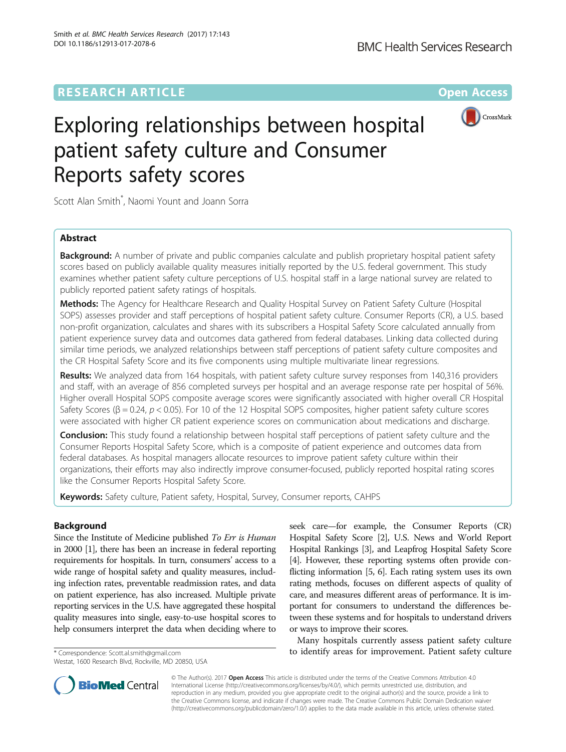RESEARCH ARTICLE

Open Access

# Exploring relationships between hospital patient safety culture and Consumer Reports safety scores

Scott Alan Smith*, Naomi Yount and Joann Sorra

## Abstract

**Background:** A number of private and public companies calculate and publish proprietary hospital patient safety scores based on publicly available quality measures initially reported by the U.S. federal government. This study examines whether patient safety culture perceptions of U.S. hospital staff in a large national survey are related to publicly reported patient safety ratings of hospitals.

**Methods:** The Agency for Healthcare Research and Quality Hospital Survey on Patient Safety Culture (Hospital SOPS) assesses provider and staff perceptions of hospital patient safety culture. Consumer Reports (CR), a U.S. based non-profit organization, calculates and shares with its subscribers a Hospital Safety Score calculated annually from patient experience survey data and outcomes data gathered from federal databases. Linking data collected during similar time periods, we analyzed relationships between staff perceptions of patient safety culture composites and the CR Hospital Safety Score and its five components using multiple multivariate linear regressions.

**Results:** We analyzed data from 164 hospitals, with patient safety culture survey responses from 140,316 providers and staff, with an average of 856 completed surveys per hospital and an average response rate per hospital of 56%. Higher overall Hospital SOPS composite average scores were significantly associated with higher overall CR Hospital Safety Scores ($\beta = 0.24$, $p < 0.05$). For 10 of the 12 Hospital SOPS composites, higher patient safety culture scores were associated with higher CR patient experience scores on communication about medications and discharge.

**Conclusion:** This study found a relationship between hospital staff perceptions of patient safety culture and the Consumer Reports Hospital Safety Score, which is a composite of patient experience and outcomes data from federal databases. As hospital managers allocate resources to improve patient safety culture within their organizations, their efforts may also indirectly improve consumer-focused, publicly reported hospital rating scores like the Consumer Reports Hospital Safety Score.

**Keywords:** Safety culture, Patient safety, Hospital, Survey, Consumer reports, CAHPS

## Background

Since the Institute of Medicine published *To Err is Human* in 2000 [1], there has been an increase in federal reporting requirements for hospitals. In turn, consumers' access to a wide range of hospital safety and quality measures, including infection rates, preventable readmission rates, and data on patient experience, has also increased. Multiple private reporting services in the U.S. have aggregated these hospital quality measures into single, easy-to-use hospital scores to help consumers interpret the data when deciding where to seek care—for example, the Consumer Reports (CR) Hospital Safety Score [2], U.S. News and World Report Hospital Rankings [3], and Leapfrog Hospital Safety Score [4]. However, these reporting systems often provide conflicting information [5, 6]. Each rating system uses its own rating methods, focuses on different aspects of quality of care, and measures different areas of performance. It is important for consumers to understand the differences between these systems and for hospitals to understand drivers or ways to improve their scores.

Many hospitals currently assess patient safety culture to identify areas for improvement. Patient safety culture

* Correspondence: Scott.al.smith@gmail.com
Westat, 1600 Research Blvd, Rockville, MD 20850, USA

© The Author(s). 2017 **Open Access** This article is distributed under the terms of the Creative Commons Attribution 4.0 International License (http://creativecommons.org/licenses/by/4.0/), which permits unrestricted use, distribution, and reproduction in any medium, provided you give appropriate credit to the original author(s) and the source, provide a link to the Creative Commons license, and indicate if changes were made. The Creative Commons Public Domain Dedication waiver (http://creativecommons.org/publicdomain/zero/1.0/) applies to the data made available in this article, unless otherwise stated.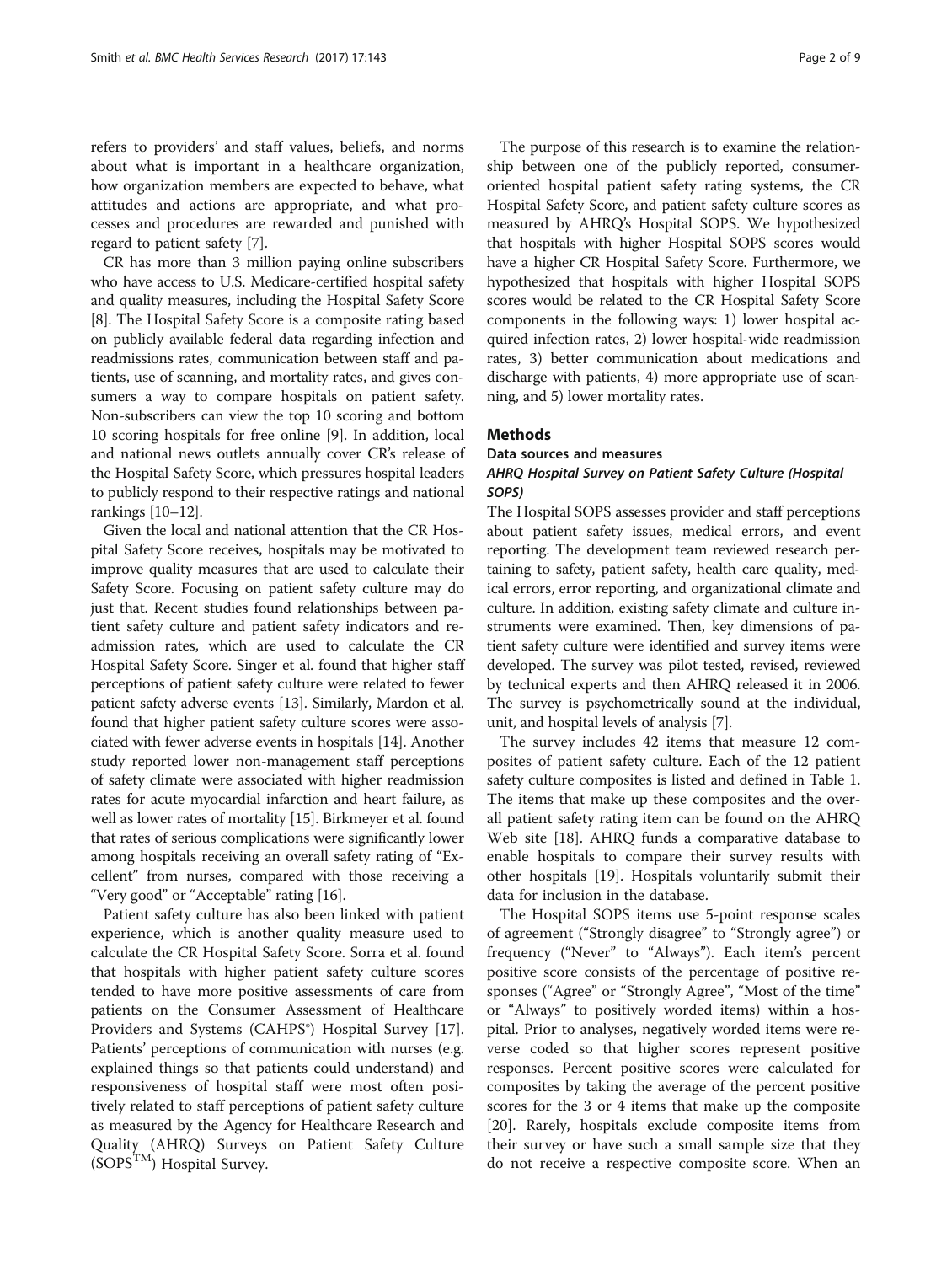refers to providers' and staff values, beliefs, and norms about what is important in a healthcare organization, how organization members are expected to behave, what attitudes and actions are appropriate, and what processes and procedures are rewarded and punished with regard to patient safety [7].

CR has more than 3 million paying online subscribers who have access to U.S. Medicare-certified hospital safety and quality measures, including the Hospital Safety Score [8]. The Hospital Safety Score is a composite rating based on publicly available federal data regarding infection and readmissions rates, communication between staff and patients, use of scanning, and mortality rates, and gives consumers a way to compare hospitals on patient safety. Non-subscribers can view the top 10 scoring and bottom 10 scoring hospitals for free online [9]. In addition, local and national news outlets annually cover CR's release of the Hospital Safety Score, which pressures hospital leaders to publicly respond to their respective ratings and national rankings [10–12].

Given the local and national attention that the CR Hospital Safety Score receives, hospitals may be motivated to improve quality measures that are used to calculate their Safety Score. Focusing on patient safety culture may do just that. Recent studies found relationships between patient safety culture and patient safety indicators and readmission rates, which are used to calculate the CR Hospital Safety Score. Singer et al. found that higher staff perceptions of patient safety culture were related to fewer patient safety adverse events [13]. Similarly, Mardon et al. found that higher patient safety culture scores were associated with fewer adverse events in hospitals [14]. Another study reported lower non-management staff perceptions of safety climate were associated with higher readmission rates for acute myocardial infarction and heart failure, as well as lower rates of mortality [15]. Birkmeyer et al. found that rates of serious complications were significantly lower among hospitals receiving an overall safety rating of "Excellent" from nurses, compared with those receiving a "Very good" or "Acceptable" rating [16].

Patient safety culture has also been linked with patient experience, which is another quality measure used to calculate the CR Hospital Safety Score. Sorra et al. found that hospitals with higher patient safety culture scores tended to have more positive assessments of care from patients on the Consumer Assessment of Healthcare Providers and Systems (CAHPS®) Hospital Survey [17]. Patients' perceptions of communication with nurses (e.g. explained things so that patients could understand) and responsiveness of hospital staff were most often positively related to staff perceptions of patient safety culture as measured by the Agency for Healthcare Research and Quality (AHRQ) Surveys on Patient Safety Culture (SOPS™) Hospital Survey.

The purpose of this research is to examine the relationship between one of the publicly reported, consumer-oriented hospital patient safety rating systems, the CR Hospital Safety Score, and patient safety culture scores as measured by AHRQ's Hospital SOPS. We hypothesized that hospitals with higher Hospital SOPS scores would have a higher CR Hospital Safety Score. Furthermore, we hypothesized that hospitals with higher Hospital SOPS scores would be related to the CR Hospital Safety Score components in the following ways: 1) lower hospital acquired infection rates, 2) lower hospital-wide readmission rates, 3) better communication about medications and discharge with patients, 4) more appropriate use of scanning, and 5) lower mortality rates.

## Methods

### Data sources and measures

#### *AHRQ Hospital Survey on Patient Safety Culture (Hospital SOPS)*

The Hospital SOPS assesses provider and staff perceptions about patient safety issues, medical errors, and event reporting. The development team reviewed research pertaining to safety, patient safety, health care quality, medical errors, error reporting, and organizational climate and culture. In addition, existing safety climate and culture instruments were examined. Then, key dimensions of patient safety culture were identified and survey items were developed. The survey was pilot tested, revised, reviewed by technical experts and then AHRQ released it in 2006. The survey is psychometrically sound at the individual, unit, and hospital levels of analysis [7].

The survey includes 42 items that measure 12 composites of patient safety culture. Each of the 12 patient safety culture composites is listed and defined in Table 1. The items that make up these composites and the overall patient safety rating item can be found on the AHRQ Web site [18]. AHRQ funds a comparative database to enable hospitals to compare their survey results with other hospitals [19]. Hospitals voluntarily submit their data for inclusion in the database.

The Hospital SOPS items use 5-point response scales of agreement ("Strongly disagree" to "Strongly agree") or frequency ("Never" to "Always"). Each item's percent positive score consists of the percentage of positive responses ("Agree" or "Strongly Agree", "Most of the time" or "Always" to positively worded items) within a hospital. Prior to analyses, negatively worded items were reverse coded so that higher scores represent positive responses. Percent positive scores were calculated for composites by taking the average of the percent positive scores for the 3 or 4 items that make up the composite [20]. Rarely, hospitals exclude composite items from their survey or have such a small sample size that they do not receive a respective composite score. When an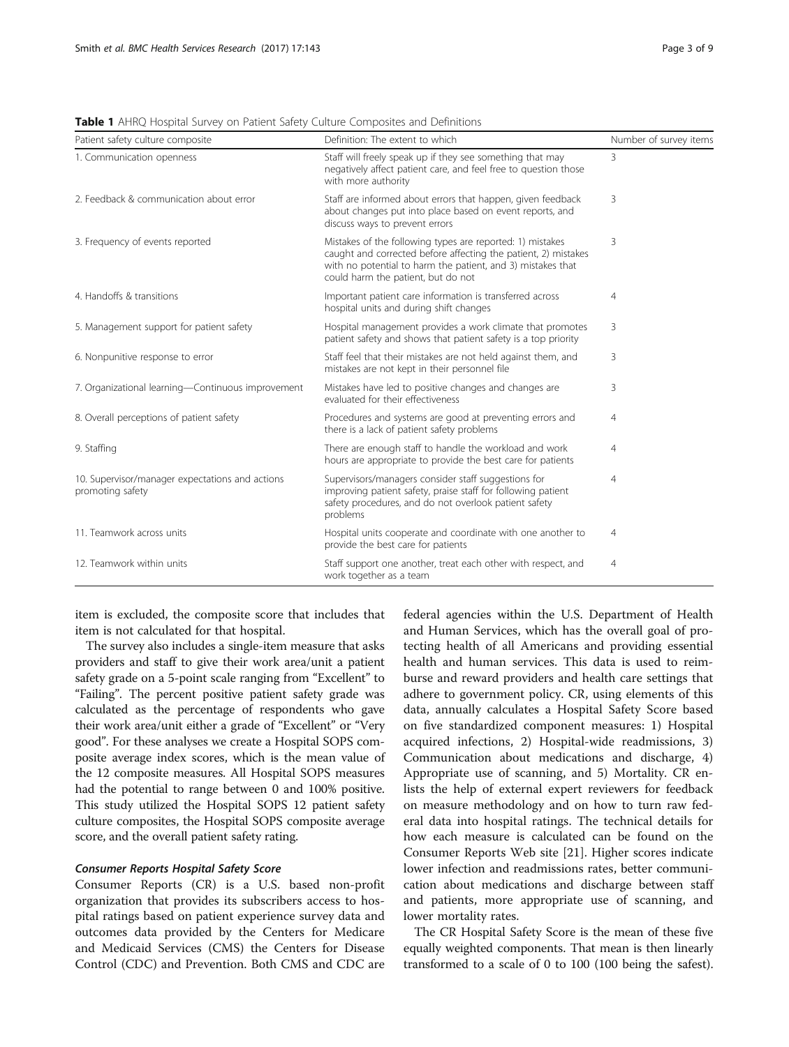**Table 1** AHRQ Hospital Survey on Patient Safety Culture Composites and Definitions

| Patient safety culture composite | Definition: The extent to which | Number of survey items |
|---|---|---|
| 1. Communication openness | Staff will freely speak up if they see something that may negatively affect patient care, and feel free to question those with more authority | 3 |
| 2. Feedback & communication about error | Staff are informed about errors that happen, given feedback about changes put into place based on event reports, and discuss ways to prevent errors | 3 |
| 3. Frequency of events reported | Mistakes of the following types are reported: 1) mistakes caught and corrected before affecting the patient, 2) mistakes with no potential to harm the patient, and 3) mistakes that could harm the patient, but do not | 3 |
| 4. Handoffs & transitions | Important patient care information is transferred across hospital units and during shift changes | 4 |
| 5. Management support for patient safety | Hospital management provides a work climate that promotes patient safety and shows that patient safety is a top priority | 3 |
| 6. Nonpunitive response to error | Staff feel that their mistakes are not held against them, and mistakes are not kept in their personnel file | 3 |
| 7. Organizational learning—Continuous improvement | Mistakes have led to positive changes and changes are evaluated for their effectiveness | 3 |
| 8. Overall perceptions of patient safety | Procedures and systems are good at preventing errors and there is a lack of patient safety problems | 4 |
| 9. Staffing | There are enough staff to handle the workload and work hours are appropriate to provide the best care for patients | 4 |
| 10. Supervisor/manager expectations and actions promoting safety | Supervisors/managers consider staff suggestions for improving patient safety, praise staff for following patient safety procedures, and do not overlook patient safety problems | 4 |
| 11. Teamwork across units | Hospital units cooperate and coordinate with one another to provide the best care for patients | 4 |
| 12. Teamwork within units | Staff support one another, treat each other with respect, and work together as a team | 4 |

item is excluded, the composite score that includes that item is not calculated for that hospital.

The survey also includes a single-item measure that asks providers and staff to give their work area/unit a patient safety grade on a 5-point scale ranging from "Excellent" to "Failing". The percent positive patient safety grade was calculated as the percentage of respondents who gave their work area/unit either a grade of "Excellent" or "Very good". For these analyses we create a Hospital SOPS composite average index scores, which is the mean value of the 12 composite measures. All Hospital SOPS measures had the potential to range between 0 and 100% positive. This study utilized the Hospital SOPS 12 patient safety culture composites, the Hospital SOPS composite average score, and the overall patient safety rating.

#### *Consumer Reports Hospital Safety Score*

Consumer Reports (CR) is a U.S. based non-profit organization that provides its subscribers access to hospital ratings based on patient experience survey data and outcomes data provided by the Centers for Medicare and Medicaid Services (CMS) the Centers for Disease Control (CDC) and Prevention. Both CMS and CDC are federal agencies within the U.S. Department of Health and Human Services, which has the overall goal of protecting health of all Americans and providing essential health and human services. This data is used to reimburse and reward providers and health care settings that adhere to government policy. CR, using elements of this data, annually calculates a Hospital Safety Score based on five standardized component measures: 1) Hospital acquired infections, 2) Hospital-wide readmissions, 3) Communication about medications and discharge, 4) Appropriate use of scanning, and 5) Mortality. CR enlists the help of external expert reviewers for feedback on measure methodology and on how to turn raw federal data into hospital ratings. The technical details for how each measure is calculated can be found on the Consumer Reports Web site [21]. Higher scores indicate lower infection and readmissions rates, better communication about medications and discharge between staff and patients, more appropriate use of scanning, and lower mortality rates.

The CR Hospital Safety Score is the mean of these five equally weighted components. That mean is then linearly transformed to a scale of 0 to 100 (100 being the safest).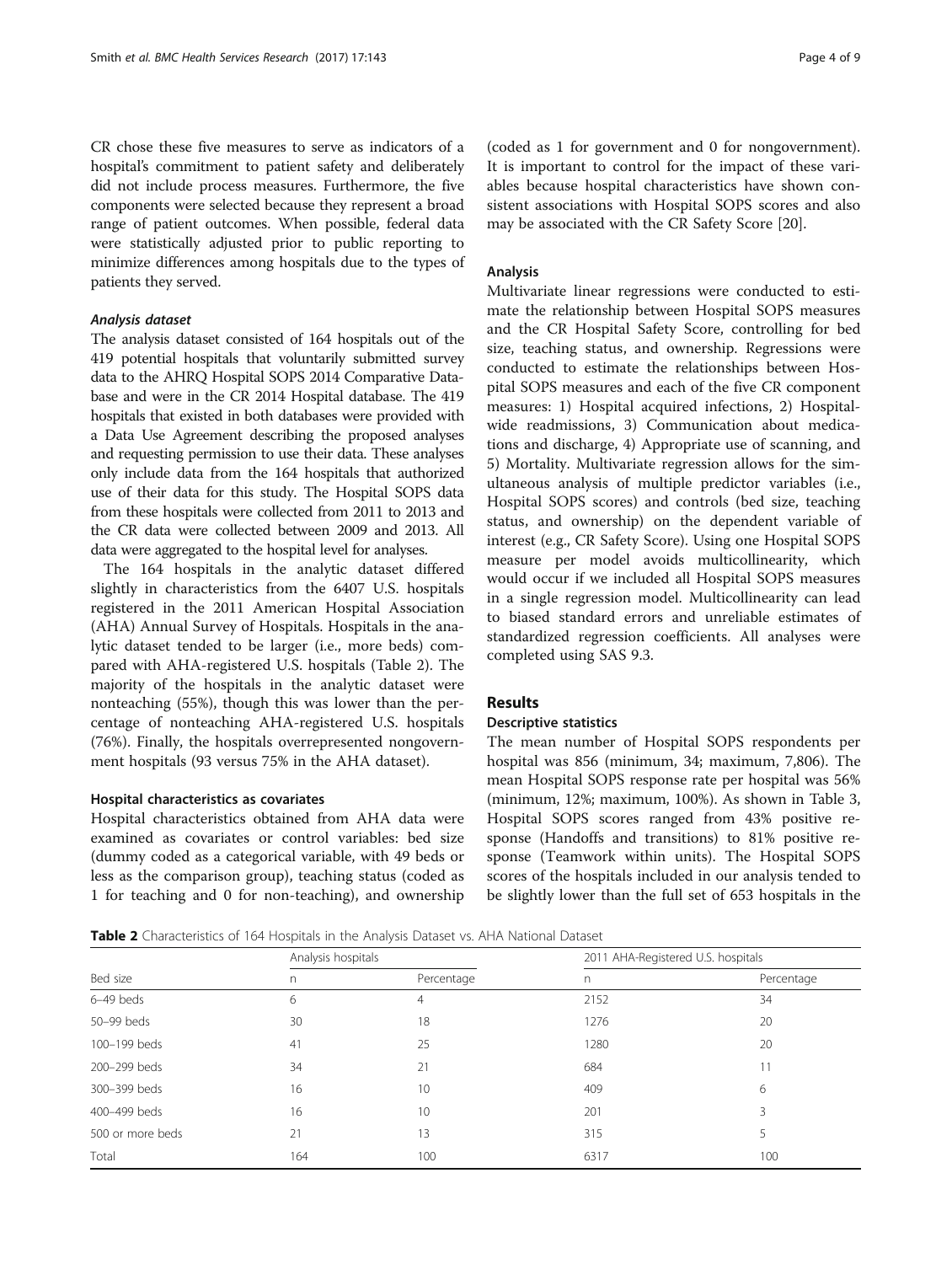CR chose these five measures to serve as indicators of a hospital's commitment to patient safety and deliberately did not include process measures. Furthermore, the five components were selected because they represent a broad range of patient outcomes. When possible, federal data were statistically adjusted prior to public reporting to minimize differences among hospitals due to the types of patients they served.

#### *Analysis dataset*

The analysis dataset consisted of 164 hospitals out of the 419 potential hospitals that voluntarily submitted survey data to the AHRQ Hospital SOPS 2014 Comparative Database and were in the CR 2014 Hospital database. The 419 hospitals that existed in both databases were provided with a Data Use Agreement describing the proposed analyses and requesting permission to use their data. These analyses only include data from the 164 hospitals that authorized use of their data for this study. The Hospital SOPS data from these hospitals were collected from 2011 to 2013 and the CR data were collected between 2009 and 2013. All data were aggregated to the hospital level for analyses.

The 164 hospitals in the analytic dataset differed slightly in characteristics from the 6407 U.S. hospitals registered in the 2011 American Hospital Association (AHA) Annual Survey of Hospitals. Hospitals in the analytic dataset tended to be larger (i.e., more beds) compared with AHA-registered U.S. hospitals (Table 2). The majority of the hospitals in the analytic dataset were nonteaching (55%), though this was lower than the percentage of nonteaching AHA-registered U.S. hospitals (76%). Finally, the hospitals overrepresented nongovernment hospitals (93 versus 75% in the AHA dataset).

#### Hospital characteristics as covariates

Hospital characteristics obtained from AHA data were examined as covariates or control variables: bed size (dummy coded as a categorical variable, with 49 beds or less as the comparison group), teaching status (coded as 1 for teaching and 0 for non-teaching), and ownership (coded as 1 for government and 0 for nongovernment). It is important to control for the impact of these variables because hospital characteristics have shown consistent associations with Hospital SOPS scores and also may be associated with the CR Safety Score [20].

#### Analysis

Multivariate linear regressions were conducted to estimate the relationship between Hospital SOPS measures and the CR Hospital Safety Score, controlling for bed size, teaching status, and ownership. Regressions were conducted to estimate the relationships between Hospital SOPS measures and each of the five CR component measures: 1) Hospital acquired infections, 2) Hospital-wide readmissions, 3) Communication about medications and discharge, 4) Appropriate use of scanning, and 5) Mortality. Multivariate regression allows for the simultaneous analysis of multiple predictor variables (i.e., Hospital SOPS scores) and controls (bed size, teaching status, and ownership) on the dependent variable of interest (e.g., CR Safety Score). Using one Hospital SOPS measure per model avoids multicollinearity, which would occur if we included all Hospital SOPS measures in a single regression model. Multicollinearity can lead to biased standard errors and unreliable estimates of standardized regression coefficients. All analyses were completed using SAS 9.3.

## Results

### Descriptive statistics

The mean number of Hospital SOPS respondents per hospital was 856 (minimum, 34; maximum, 7,806). The mean Hospital SOPS response rate per hospital was 56% (minimum, 12%; maximum, 100%). As shown in Table 3, Hospital SOPS scores ranged from 43% positive response (Handoffs and transitions) to 81% positive response (Teamwork within units). The Hospital SOPS scores of the hospitals included in our analysis tended to be slightly lower than the full set of 653 hospitals in the

**Table 2** Characteristics of 164 Hospitals in the Analysis Dataset vs. AHA National Dataset

| | Analysis hospitals | | 2011 AHA-Registered U.S. hospitals | |
|---|---|---|---|---|
| Bed size | n | Percentage | n | Percentage |
| 6–49 beds | 6 | 4 | 2152 | 34 |
| 50–99 beds | 30 | 18 | 1276 | 20 |
| 100–199 beds | 41 | 25 | 1280 | 20 |
| 200–299 beds | 34 | 21 | 684 | 11 |
| 300–399 beds | 16 | 10 | 409 | 6 |
| 400–499 beds | 16 | 10 | 201 | 3 |
| 500 or more beds | 21 | 13 | 315 | 5 |
| Total | 164 | 100 | 6317 | 100 |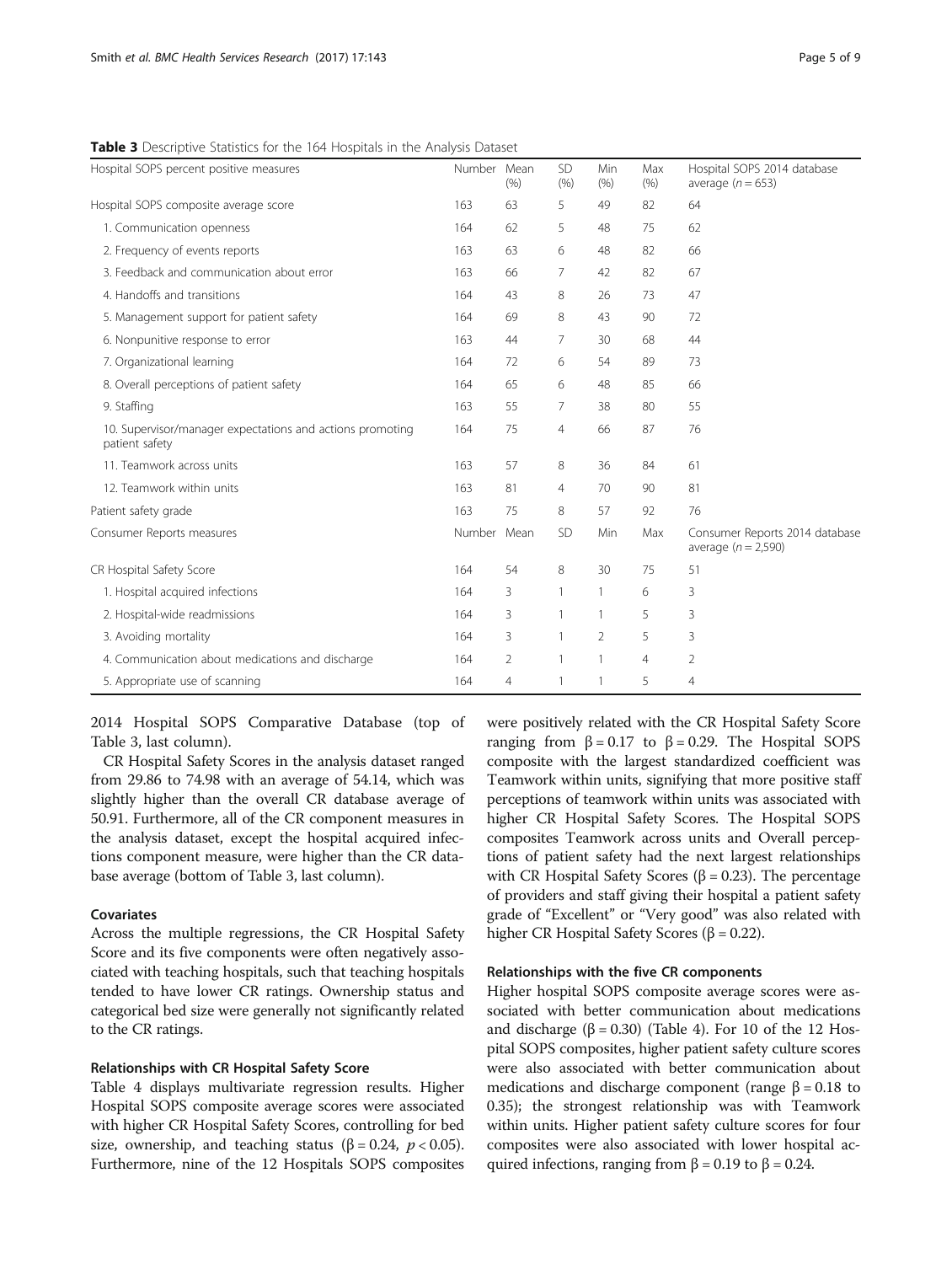**Table 3** Descriptive Statistics for the 164 Hospitals in the Analysis Dataset

| Hospital SOPS percent positive measures | Number | Mean (%) | SD (%) | Min (%) | Max (%) | Hospital SOPS 2014 database average ($n = 653$) |
|---|---|---|---|---|---|---|
| Hospital SOPS composite average score | 163 | 63 | 5 | 49 | 82 | 64 |
| 1. Communication openness | 164 | 62 | 5 | 48 | 75 | 62 |
| 2. Frequency of events reports | 163 | 63 | 6 | 48 | 82 | 66 |
| 3. Feedback and communication about error | 163 | 66 | 7 | 42 | 82 | 67 |
| 4. Handoffs and transitions | 164 | 43 | 8 | 26 | 73 | 47 |
| 5. Management support for patient safety | 164 | 69 | 8 | 43 | 90 | 72 |
| 6. Nonpunitive response to error | 163 | 44 | 7 | 30 | 68 | 44 |
| 7. Organizational learning | 164 | 72 | 6 | 54 | 89 | 73 |
| 8. Overall perceptions of patient safety | 164 | 65 | 6 | 48 | 85 | 66 |
| 9. Staffing | 163 | 55 | 7 | 38 | 80 | 55 |
| 10. Supervisor/manager expectations and actions promoting patient safety | 164 | 75 | 4 | 66 | 87 | 76 |
| 11. Teamwork across units | 163 | 57 | 8 | 36 | 84 | 61 |
| 12. Teamwork within units | 163 | 81 | 4 | 70 | 90 | 81 |
| Patient safety grade | 163 | 75 | 8 | 57 | 92 | 76 |
| Consumer Reports measures | Number | Mean | SD | Min | Max | Consumer Reports 2014 database average ($n = 2,590$) |
| CR Hospital Safety Score | 164 | 54 | 8 | 30 | 75 | 51 |
| 1. Hospital acquired infections | 164 | 3 | 1 | 1 | 6 | 3 |
| 2. Hospital-wide readmissions | 164 | 3 | 1 | 1 | 5 | 3 |
| 3. Avoiding mortality | 164 | 3 | 1 | 2 | 5 | 3 |
| 4. Communication about medications and discharge | 164 | 2 | 1 | 1 | 4 | 2 |
| 5. Appropriate use of scanning | 164 | 4 | 1 | 1 | 5 | 4 |

2014 Hospital SOPS Comparative Database (top of Table 3, last column).

CR Hospital Safety Scores in the analysis dataset ranged from 29.86 to 74.98 with an average of 54.14, which was slightly higher than the overall CR database average of 50.91. Furthermore, all of the CR component measures in the analysis dataset, except the hospital acquired infections component measure, were higher than the CR database average (bottom of Table 3, last column).

### Covariates

Across the multiple regressions, the CR Hospital Safety Score and its five components were often negatively associated with teaching hospitals, such that teaching hospitals tended to have lower CR ratings. Ownership status and categorical bed size were generally not significantly related to the CR ratings.

### Relationships with CR Hospital Safety Score

Table 4 displays multivariate regression results. Higher Hospital SOPS composite average scores were associated with higher CR Hospital Safety Scores, controlling for bed size, ownership, and teaching status ($\beta = 0.24$, $p < 0.05$). Furthermore, nine of the 12 Hospitals SOPS composites were positively related with the CR Hospital Safety Score ranging from $\beta = 0.17$ to $\beta = 0.29$. The Hospital SOPS composite with the largest standardized coefficient was Teamwork within units, signifying that more positive staff perceptions of teamwork within units was associated with higher CR Hospital Safety Scores. The Hospital SOPS composites Teamwork across units and Overall perceptions of patient safety had the next largest relationships with CR Hospital Safety Scores ($\beta = 0.23$). The percentage of providers and staff giving their hospital a patient safety grade of "Excellent" or "Very good" was also related with higher CR Hospital Safety Scores ($\beta = 0.22$).

### Relationships with the five CR components

Higher hospital SOPS composite average scores were associated with better communication about medications and discharge ($\beta = 0.30$) (Table 4). For 10 of the 12 Hospital SOPS composites, higher patient safety culture scores were also associated with better communication about medications and discharge component (range $\beta = 0.18$ to 0.35); the strongest relationship was with Teamwork within units. Higher patient safety culture scores for four composites were also associated with lower hospital acquired infections, ranging from $\beta = 0.19$ to $\beta = 0.24$.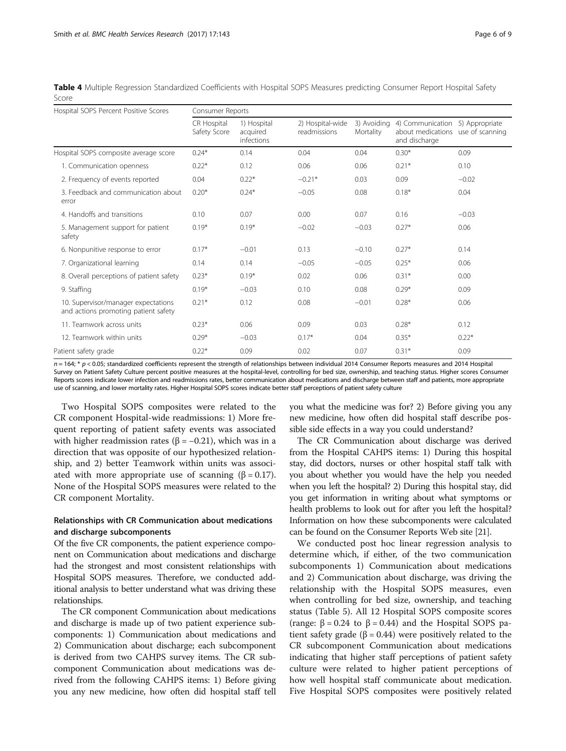**Table 4** Multiple Regression Standardized Coefficients with Hospital SOPS Measures predicting Consumer Report Hospital Safety Score

| Hospital SOPS Percent Positive Scores | Consumer Reports | | | | | |
|---|---|---|---|---|---|---|
| | CR Hospital Safety Score | 1) Hospital acquired infections | 2) Hospital-wide readmissions | 3) Avoiding Mortality | 4) Communication about medications and discharge | 5) Appropriate use of scanning |
| Hospital SOPS composite average score | 0.24* | 0.14 | 0.04 | 0.04 | 0.30* | 0.09 |
| 1. Communication openness | 0.22* | 0.12 | 0.06 | 0.06 | 0.21* | 0.10 |
| 2. Frequency of events reported | 0.04 | 0.22* | −0.21* | 0.03 | 0.09 | −0.02 |
| 3. Feedback and communication about error | 0.20* | 0.24* | −0.05 | 0.08 | 0.18* | 0.04 |
| 4. Handoffs and transitions | 0.10 | 0.07 | 0.00 | 0.07 | 0.16 | −0.03 |
| 5. Management support for patient safety | 0.19* | 0.19* | −0.02 | −0.03 | 0.27* | 0.06 |
| 6. Nonpunitive response to error | 0.17* | −0.01 | 0.13 | −0.10 | 0.27* | 0.14 |
| 7. Organizational learning | 0.14 | 0.14 | −0.05 | −0.05 | 0.25* | 0.06 |
| 8. Overall perceptions of patient safety | 0.23* | 0.19* | 0.02 | 0.06 | 0.31* | 0.00 |
| 9. Staffing | 0.19* | −0.03 | 0.10 | 0.08 | 0.29* | 0.09 |
| 10. Supervisor/manager expectations and actions promoting patient safety | 0.21* | 0.12 | 0.08 | −0.01 | 0.28* | 0.06 |
| 11. Teamwork across units | 0.23* | 0.06 | 0.09 | 0.03 | 0.28* | 0.12 |
| 12. Teamwork within units | 0.29* | −0.03 | 0.17* | 0.04 | 0.35* | 0.22* |
| Patient safety grade | 0.22* | 0.09 | 0.02 | 0.07 | 0.31* | 0.09 |

$n = 164$; * $p < 0.05$; standardized coefficients represent the strength of relationships between individual 2014 Consumer Reports measures and 2014 Hospital Survey on Patient Safety Culture percent positive measures at the hospital-level, controlling for bed size, ownership, and teaching status. Higher scores Consumer Reports scores indicate lower infection and readmissions rates, better communication about medications and discharge between staff and patients, more appropriate use of scanning, and lower mortality rates. Higher Hospital SOPS scores indicate better staff perceptions of patient safety culture

Two Hospital SOPS composites were related to the CR component Hospital-wide readmissions: 1) More frequent reporting of patient safety events was associated with higher readmission rates ($\beta = -0.21$), which was in a direction that was opposite of our hypothesized relationship, and 2) better Teamwork within units was associated with more appropriate use of scanning ($\beta = 0.17$). None of the Hospital SOPS measures were related to the CR component Mortality.

### Relationships with CR Communication about medications and discharge subcomponents

Of the five CR components, the patient experience component on Communication about medications and discharge had the strongest and most consistent relationships with Hospital SOPS measures. Therefore, we conducted additional analysis to better understand what was driving these relationships.

The CR component Communication about medications and discharge is made up of two patient experience subcomponents: 1) Communication about medications and 2) Communication about discharge; each subcomponent is derived from two CAHPS survey items. The CR subcomponent Communication about medications was derived from the following CAHPS items: 1) Before giving you any new medicine, how often did hospital staff tell you what the medicine was for? 2) Before giving you any new medicine, how often did hospital staff describe possible side effects in a way you could understand?

The CR Communication about discharge was derived from the Hospital CAHPS items: 1) During this hospital stay, did doctors, nurses or other hospital staff talk with you about whether you would have the help you needed when you left the hospital? 2) During this hospital stay, did you get information in writing about what symptoms or health problems to look out for after you left the hospital? Information on how these subcomponents were calculated can be found on the Consumer Reports Web site [21].

We conducted post hoc linear regression analysis to determine which, if either, of the two communication subcomponents 1) Communication about medications and 2) Communication about discharge, was driving the relationship with the Hospital SOPS measures, even when controlling for bed size, ownership, and teaching status (Table 5). All 12 Hospital SOPS composite scores (range: $\beta = 0.24$ to $\beta = 0.44$) and the Hospital SOPS patient safety grade ($\beta = 0.44$) were positively related to the CR subcomponent Communication about medications indicating that higher staff perceptions of patient safety culture were related to higher patient perceptions of how well hospital staff communicate about medication. Five Hospital SOPS composites were positively related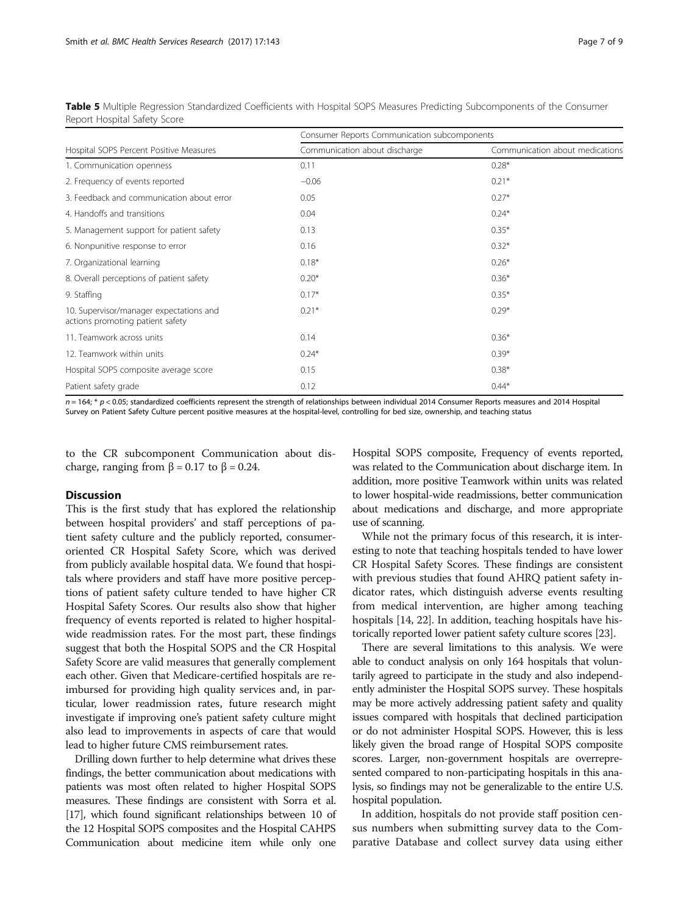**Table 5** Multiple Regression Standardized Coefficients with Hospital SOPS Measures Predicting Subcomponents of the Consumer Report Hospital Safety Score

| Hospital SOPS Percent Positive Measures | Consumer Reports Communication subcomponents | |
|---|---|---|
| | Communication about discharge | Communication about medications |
| 1. Communication openness | 0.11 | 0.28* |
| 2. Frequency of events reported | −0.06 | 0.21* |
| 3. Feedback and communication about error | 0.05 | 0.27* |
| 4. Handoffs and transitions | 0.04 | 0.24* |
| 5. Management support for patient safety | 0.13 | 0.35* |
| 6. Nonpunitive response to error | 0.16 | 0.32* |
| 7. Organizational learning | 0.18* | 0.26* |
| 8. Overall perceptions of patient safety | 0.20* | 0.36* |
| 9. Staffing | 0.17* | 0.35* |
| 10. Supervisor/manager expectations and actions promoting patient safety | 0.21* | 0.29* |
| 11. Teamwork across units | 0.14 | 0.36* |
| 12. Teamwork within units | 0.24* | 0.39* |
| Hospital SOPS composite average score | 0.15 | 0.38* |
| Patient safety grade | 0.12 | 0.44* |

$n = 164$; * $p < 0.05$; standardized coefficients represent the strength of relationships between individual 2014 Consumer Reports measures and 2014 Hospital Survey on Patient Safety Culture percent positive measures at the hospital-level, controlling for bed size, ownership, and teaching status

to the CR subcomponent Communication about discharge, ranging from $\beta = 0.17$ to $\beta = 0.24$.

## Discussion

This is the first study that has explored the relationship between hospital providers' and staff perceptions of patient safety culture and the publicly reported, consumer-oriented CR Hospital Safety Score, which was derived from publicly available hospital data. We found that hospitals where providers and staff have more positive perceptions of patient safety culture tended to have higher CR Hospital Safety Scores. Our results also show that higher frequency of events reported is related to higher hospital-wide readmission rates. For the most part, these findings suggest that both the Hospital SOPS and the CR Hospital Safety Score are valid measures that generally complement each other. Given that Medicare-certified hospitals are reimbursed for providing high quality services and, in particular, lower readmission rates, future research might investigate if improving one's patient safety culture might also lead to improvements in aspects of care that would lead to higher future CMS reimbursement rates.

Drilling down further to help determine what drives these findings, the better communication about medications with patients was most often related to higher Hospital SOPS measures. These findings are consistent with Sorra et al. [17], which found significant relationships between 10 of the 12 Hospital SOPS composites and the Hospital CAHPS Communication about medicine item while only one Hospital SOPS composite, Frequency of events reported, was related to the Communication about discharge item. In addition, more positive Teamwork within units was related to lower hospital-wide readmissions, better communication about medications and discharge, and more appropriate use of scanning.

While not the primary focus of this research, it is interesting to note that teaching hospitals tended to have lower CR Hospital Safety Scores. These findings are consistent with previous studies that found AHRQ patient safety indicator rates, which distinguish adverse events resulting from medical intervention, are higher among teaching hospitals [14, 22]. In addition, teaching hospitals have historically reported lower patient safety culture scores [23].

There are several limitations to this analysis. We were able to conduct analysis on only 164 hospitals that voluntarily agreed to participate in the study and also independently administer the Hospital SOPS survey. These hospitals may be more actively addressing patient safety and quality issues compared with hospitals that declined participation or do not administer Hospital SOPS. However, this is less likely given the broad range of Hospital SOPS composite scores. Larger, non-government hospitals are overrepresented compared to non-participating hospitals in this analysis, so findings may not be generalizable to the entire U.S. hospital population.

In addition, hospitals do not provide staff position census numbers when submitting survey data to the Comparative Database and collect survey data using either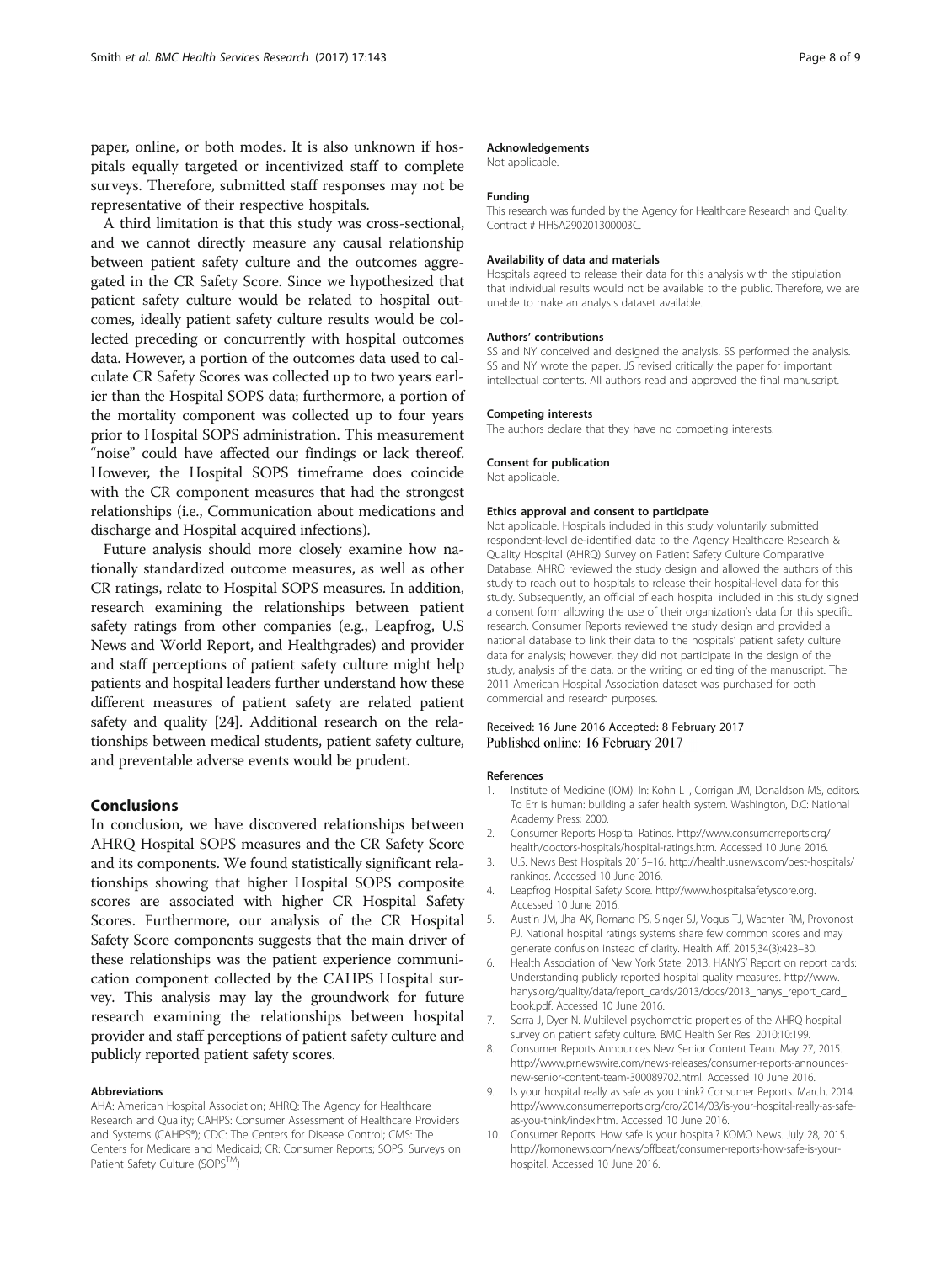paper, online, or both modes. It is also unknown if hospitals equally targeted or incentivized staff to complete surveys. Therefore, submitted staff responses may not be representative of their respective hospitals.

A third limitation is that this study was cross-sectional, and we cannot directly measure any causal relationship between patient safety culture and the outcomes aggregated in the CR Safety Score. Since we hypothesized that patient safety culture would be related to hospital outcomes, ideally patient safety culture results would be collected preceding or concurrently with hospital outcomes data. However, a portion of the outcomes data used to calculate CR Safety Scores was collected up to two years earlier than the Hospital SOPS data; furthermore, a portion of the mortality component was collected up to four years prior to Hospital SOPS administration. This measurement "noise" could have affected our findings or lack thereof. However, the Hospital SOPS timeframe does coincide with the CR component measures that had the strongest relationships (i.e., Communication about medications and discharge and Hospital acquired infections).

Future analysis should more closely examine how nationally standardized outcome measures, as well as other CR ratings, relate to Hospital SOPS measures. In addition, research examining the relationships between patient safety ratings from other companies (e.g., Leapfrog, U.S News and World Report, and Healthgrades) and provider and staff perceptions of patient safety culture might help patients and hospital leaders further understand how these different measures of patient safety are related patient safety and quality [24]. Additional research on the relationships between medical students, patient safety culture, and preventable adverse events would be prudent.

## Conclusions

In conclusion, we have discovered relationships between AHRQ Hospital SOPS measures and the CR Safety Score and its components. We found statistically significant relationships showing that higher Hospital SOPS composite scores are associated with higher CR Hospital Safety Scores. Furthermore, our analysis of the CR Hospital Safety Score components suggests that the main driver of these relationships was the patient experience communication component collected by the CAHPS Hospital survey. This analysis may lay the groundwork for future research examining the relationships between hospital provider and staff perceptions of patient safety culture and publicly reported patient safety scores.

#### Abbreviations

AHA: American Hospital Association; AHRQ: The Agency for Healthcare Research and Quality; CAHPS: Consumer Assessment of Healthcare Providers and Systems (CAHPS®); CDC: The Centers for Disease Control; CMS: The Centers for Medicare and Medicaid; CR: Consumer Reports; SOPS: Surveys on Patient Safety Culture (SOPS™)

#### Acknowledgements

Not applicable.

#### Funding

This research was funded by the Agency for Healthcare Research and Quality: Contract # HHSA290201300003C.

#### Availability of data and materials

Hospitals agreed to release their data for this analysis with the stipulation that individual results would not be available to the public. Therefore, we are unable to make an analysis dataset available.

#### Authors' contributions

SS and NY conceived and designed the analysis. SS performed the analysis. SS and NY wrote the paper. JS revised critically the paper for important intellectual contents. All authors read and approved the final manuscript.

#### Competing interests

The authors declare that they have no competing interests.

#### Consent for publication

Not applicable.

#### Ethics approval and consent to participate

Not applicable. Hospitals included in this study voluntarily submitted respondent-level de-identified data to the Agency Healthcare Research & Quality Hospital (AHRQ) Survey on Patient Safety Culture Comparative Database. AHRQ reviewed the study design and allowed the authors of this study to reach out to hospitals to release their hospital-level data for this study. Subsequently, an official of each hospital included in this study signed a consent form allowing the use of their organization's data for this specific research. Consumer Reports reviewed the study design and provided a national database to link their data to the hospitals' patient safety culture data for analysis; however, they did not participate in the design of the study, analysis of the data, or the writing or editing of the manuscript. The 2011 American Hospital Association dataset was purchased for both commercial and research purposes.

Received: 16 June 2016 Accepted: 8 February 2017
Published online: 16 February 2017

#### References

1. Institute of Medicine (IOM). In: Kohn LT, Corrigan JM, Donaldson MS, editors. To Err is human: building a safer health system. Washington, D.C: National Academy Press; 2000.
2. Consumer Reports Hospital Ratings. http://www.consumerreports.org/health/doctors-hospitals/hospital-ratings.htm. Accessed 10 June 2016.
3. U.S. News Best Hospitals 2015–16. http://health.usnews.com/best-hospitals/rankings. Accessed 10 June 2016.
4. Leapfrog Hospital Safety Score. http://www.hospitalsafetyscore.org. Accessed 10 June 2016.
5. Austin JM, Jha AK, Romano PS, Singer SJ, Vogus TJ, Wachter RM, Provonost PJ. National hospital ratings systems share few common scores and may generate confusion instead of clarity. Health Aff. 2015;34(3):423–30.
6. Health Association of New York State. 2013. HANYS' Report on report cards: Understanding publicly reported hospital quality measures. http://www.hanys.org/quality/data/report_cards/2013/docs/2013_hanys_report_card_book.pdf. Accessed 10 June 2016.
7. Sorra J, Dyer N. Multilevel psychometric properties of the AHRQ hospital survey on patient safety culture. BMC Health Ser Res. 2010;10:199.
8. Consumer Reports Announces New Senior Content Team. May 27, 2015. http://www.prnewswire.com/news-releases/consumer-reports-announces-new-senior-content-team-300089702.html. Accessed 10 June 2016.
9. Is your hospital really as safe as you think? Consumer Reports. March, 2014. http://www.consumerreports.org/cro/2014/03/is-your-hospital-really-as-safe-as-you-think/index.htm. Accessed 10 June 2016.
10. Consumer Reports: How safe is your hospital? KOMO News. July 28, 2015. http://komonews.com/news/offbeat/consumer-reports-how-safe-is-your-hospital. Accessed 10 June 2016.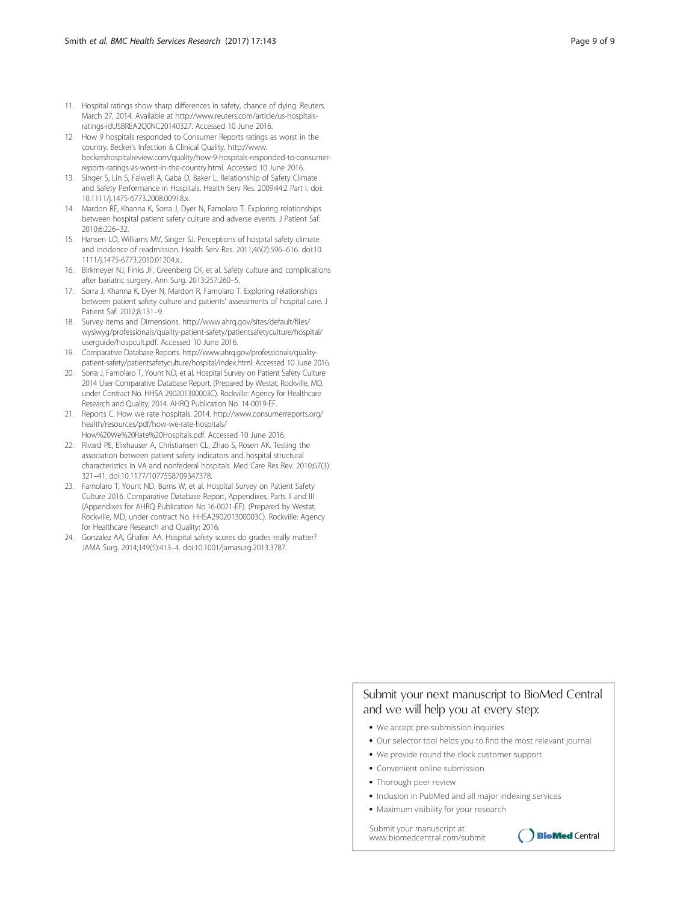11. Hospital ratings show sharp differences in safety, chance of dying. Reuters. March 27, 2014. Available at http://www.reuters.com/article/us-hospitals-ratings-idUSBREA2Q0NC20140327. Accessed 10 June 2016.
12. How 9 hospitals responded to Consumer Reports ratings as worst in the country. Becker's Infection & Clinical Quality. http://www.beckershospitalreview.com/quality/how-9-hospitals-responded-to-consumer-reports-ratings-as-worst-in-the-country.html. Accessed 10 June 2016.
13. Singer S, Lin S, Falwell A, Gaba D, Baker L. Relationship of Safety Climate and Safety Performance in Hospitals. Health Serv Res. 2009:44:2 Part I. doi: 10.1111/j.1475-6773.2008.00918.x.
14. Mardon RE, Khanna K, Sorra J, Dyer N, Famolaro T. Exploring relationships between hospital patient safety culture and adverse events. J Patient Saf. 2010;6:226–32.
15. Hansen LO, Williams MV, Singer SJ. Perceptions of hospital safety climate and incidence of readmission. Health Serv Res. 2011;46(2):596–616. doi:10.1111/j.1475-6773.2010.01204.x..
16. Birkmeyer NJ, Finks JF, Greenberg CK, et al. Safety culture and complications after bariatric surgery. Ann Surg. 2013;257:260–5.
17. Sorra J, Khanna K, Dyer N, Mardon R, Famolaro T. Exploring relationships between patient safety culture and patients' assessments of hospital care. J Patient Saf. 2012;8:131–9.
18. Survey items and Dimensions. http://www.ahrq.gov/sites/default/files/wysiwyg/professionals/quality-patient-safety/patientsafetyculture/hospital/userguide/hospcult.pdf. Accessed 10 June 2016.
19. Comparative Database Reports. http://www.ahrq.gov/professionals/quality-patient-safety/patientsafetyculture/hospital/index.html. Accessed 10 June 2016.
20. Sorra J, Famolaro T, Yount ND, et al. Hospital Survey on Patient Safety Culture 2014 User Comparative Database Report. (Prepared by Westat, Rockville, MD, under Contract No. HHSA 290201300003C). Rockville: Agency for Healthcare Research and Quality; 2014. AHRQ Publication No. 14-0019-EF.
21. Reports C. How we rate hospitals. 2014. http://www.consumerreports.org/health/resources/pdf/how-we-rate-hospitals/How%20We%20Rate%20Hospitals.pdf. Accessed 10 June 2016.
22. Rivard PE, Elixhauser A, Christiansen CL, Zhao S, Rosen AK. Testing the association between patient safety indicators and hospital structural characteristics in VA and nonfederal hospitals. Med Care Res Rev. 2010;67(3):321–41. doi:10.1177/1077558709347378.
23. Famolaro T, Yount ND, Burns W, et al. Hospital Survey on Patient Safety Culture 2016. Comparative Database Report, Appendixes, Parts II and III (Appendixes for AHRQ Publication No.16-0021-EF). (Prepared by Westat, Rockville, MD, under contract No. HHSA290201300003C). Rockville: Agency for Healthcare Research and Quality; 2016.
24. Gonzalez AA, Ghaferi AA. Hospital safety scores do grades really matter? JAMA Surg. 2014;149(5):413–4. doi:10.1001/jamasurg.2013.3787.

Submit your next manuscript to BioMed Central and we will help you at every step:

- We accept pre-submission inquiries
- Our selector tool helps you to find the most relevant journal
- We provide round the clock customer support
- Convenient online submission
- Thorough peer review
- Inclusion in PubMed and all major indexing services
- Maximum visibility for your research

Submit your manuscript at
www.biomedcentral.com/submit

BioMed Central